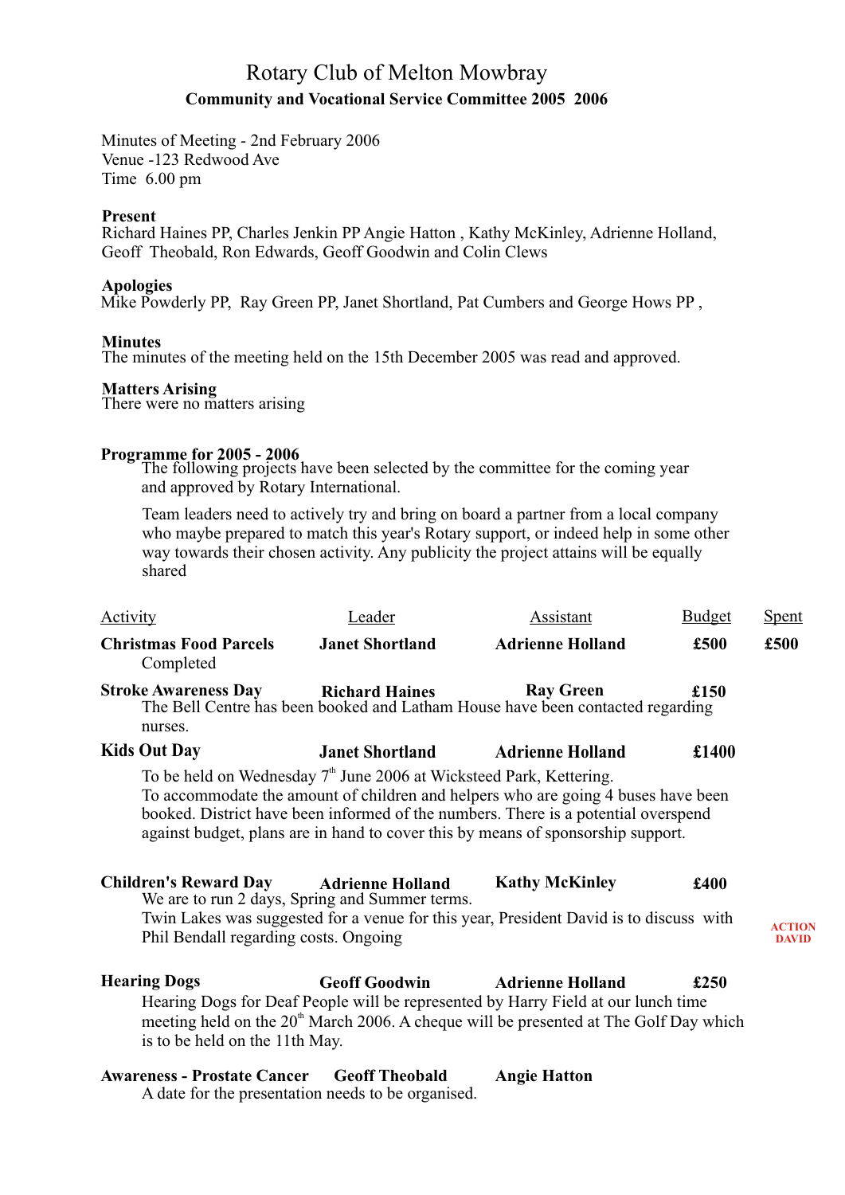# Rotary Club of Melton Mowbray

## Community and Vocational Service Committee 2005 2006

Minutes of Meeting - 2nd February 2006
Venue -123 Redwood Ave
Time 6.00 pm

**Present**
Richard Haines PP, Charles Jenkin PP Angie Hatton , Kathy McKinley, Adrienne Holland, Geoff Theobald, Ron Edwards, Geoff Goodwin and Colin Clews

**Apologies**
Mike Powderly PP, Ray Green PP, Janet Shortland, Pat Cumbers and George Hows PP ,

**Minutes**
The minutes of the meeting held on the 15th December 2005 was read and approved.

**Matters Arising**
There were no matters arising

**Programme for 2005 - 2006**

The following projects have been selected by the committee for the coming year and approved by Rotary International.

Team leaders need to actively try and bring on board a partner from a local company who maybe prepared to match this year's Rotary support, or indeed help in some other way towards their chosen activity. Any publicity the project attains will be equally shared

| Activity | Leader | Assistant | Budget | Spent |
|---|---|---|---|---|
| **Christmas Food Parcels** | **Janet Shortland** | **Adrienne Holland** | **£500** | **£500** |
| **Stroke Awareness Day** | **Richard Haines** | **Ray Green** | **£150** | |
| **Kids Out Day** | **Janet Shortland** | **Adrienne Holland** | **£1400** | |
| **Children's Reward Day** | **Adrienne Holland** | **Kathy McKinley** | **£400** | |
| **Hearing Dogs** | **Geoff Goodwin** | **Adrienne Holland** | **£250** | |
| **Awareness - Prostate Cancer** | **Geoff Theobald** | **Angie Hatton** | | |

**Christmas Food Parcels**
Completed

**Stroke Awareness Day**
The Bell Centre has been booked and Latham House have been contacted regarding nurses.

**Kids Out Day**
To be held on Wednesday 7th June 2006 at Wicksteed Park, Kettering.
To accommodate the amount of children and helpers who are going 4 buses have been booked. District have been informed of the numbers. There is a potential overspend against budget, plans are in hand to cover this by means of sponsorship support.

**Children's Reward Day**
We are to run 2 days, Spring and Summer terms.
Twin Lakes was suggested for a venue for this year, President David is to discuss with Phil Bendall regarding costs. Ongoing — **ACTION DAVID**

**Hearing Dogs**
Hearing Dogs for Deaf People will be represented by Harry Field at our lunch time meeting held on the 20th March 2006. A cheque will be presented at The Golf Day which is to be held on the 11th May.

**Awareness - Prostate Cancer**
A date for the presentation needs to be organised.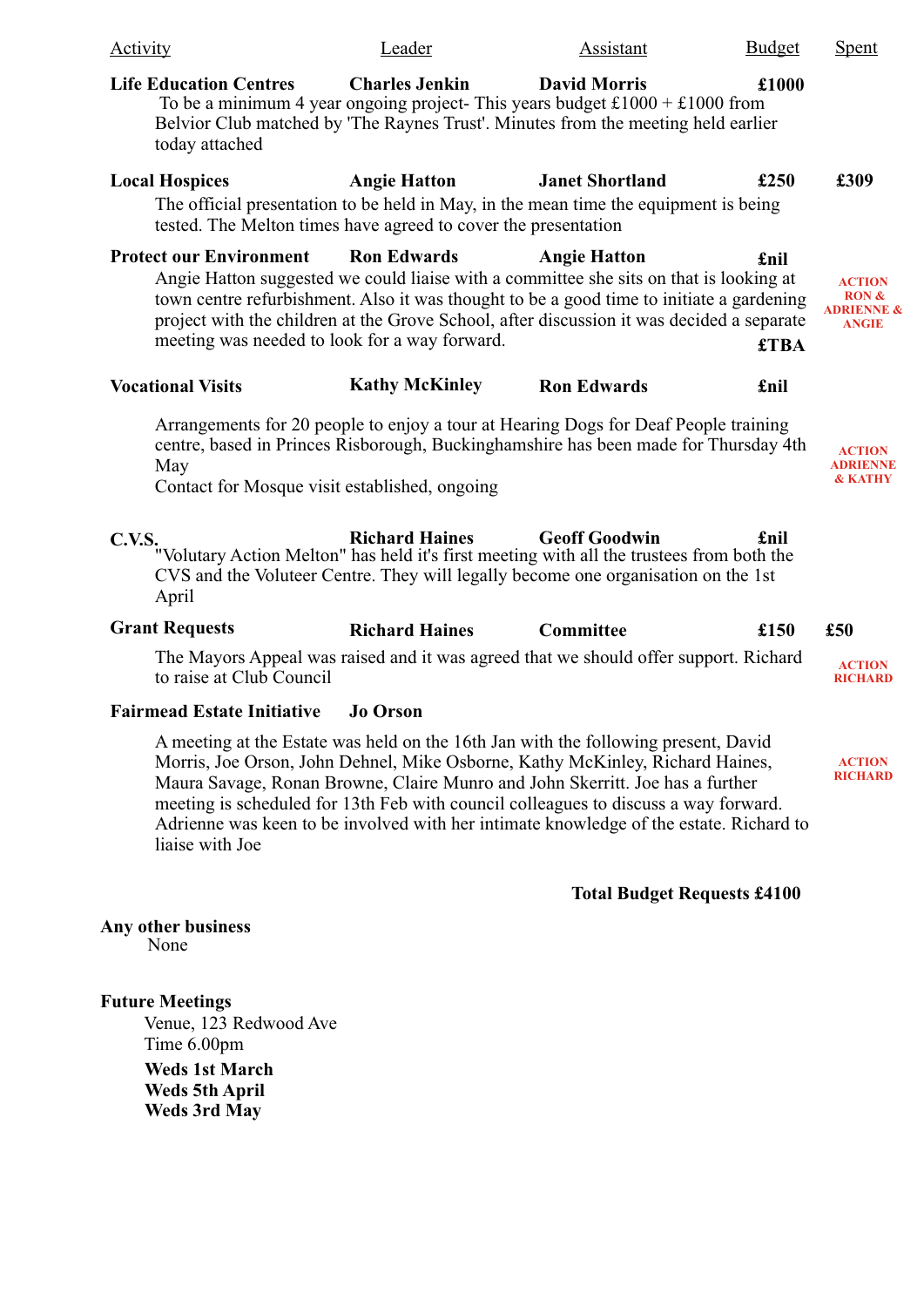| Activity | Leader | Assistant | Budget | Spent |
|---|---|---|---|---|
| **Life Education Centres** | **Charles Jenkin** | **David Morris** | **£1000** | |
| To be a minimum 4 year ongoing project- This years budget £1000 + £1000 from Belvior Club matched by 'The Raynes Trust'. Minutes from the meeting held earlier today attached | | | | |
| **Local Hospices** | **Angie Hatton** | **Janet Shortland** | **£250** | **£309** |
| The official presentation to be held in May, in the mean time the equipment is being tested. The Melton times have agreed to cover the presentation | | | | |
| **Protect our Environment** | **Ron Edwards** | **Angie Hatton** | **£nil** | |
| Angie Hatton suggested we could liaise with a committee she sits on that is looking at town centre refurbishment. Also it was thought to be a good time to initiate a gardening project with the children at the Grove School, after discussion it was decided a separate meeting was needed to look for a way forward. | | | **£TBA** | **ACTION RON & ADRIENNE & ANGIE** |
| **Vocational Visits** | **Kathy McKinley** | **Ron Edwards** | **£nil** | |
| Arrangements for 20 people to enjoy a tour at Hearing Dogs for Deaf People training centre, based in Princes Risborough, Buckinghamshire has been made for Thursday 4th May. Contact for Mosque visit established, ongoing | | | | **ACTION ADRIENNE & KATHY** |
| **C.V.S.** | **Richard Haines** | **Geoff Goodwin** | **£nil** | |
| "Volutary Action Melton" has held it's first meeting with all the trustees from both the CVS and the Voluteer Centre. They will legally become one organisation on the 1st April | | | | |
| **Grant Requests** | **Richard Haines** | **Committee** | **£150** | **£50** |
| The Mayors Appeal was raised and it was agreed that we should offer support. Richard to raise at Club Council | | | | **ACTION RICHARD** |
| **Fairmead Estate Initiative** | **Jo Orson** | | | |
| A meeting at the Estate was held on the 16th Jan with the following present, David Morris, Joe Orson, John Dehnel, Mike Osborne, Kathy McKinley, Richard Haines, Maura Savage, Ronan Browne, Claire Munro and John Skerritt. Joe has a further meeting is scheduled for 13th Feb with council colleagues to discuss a way forward. Adrienne was keen to be involved with her intimate knowledge of the estate. Richard to liaise with Joe | | | | **ACTION RICHARD** |

**Total Budget Requests £4100**

**Any other business**

None

**Future Meetings**

Venue, 123 Redwood Ave

Time 6.00pm

**Weds 1st March**
**Weds 5th April**
**Weds 3rd May**